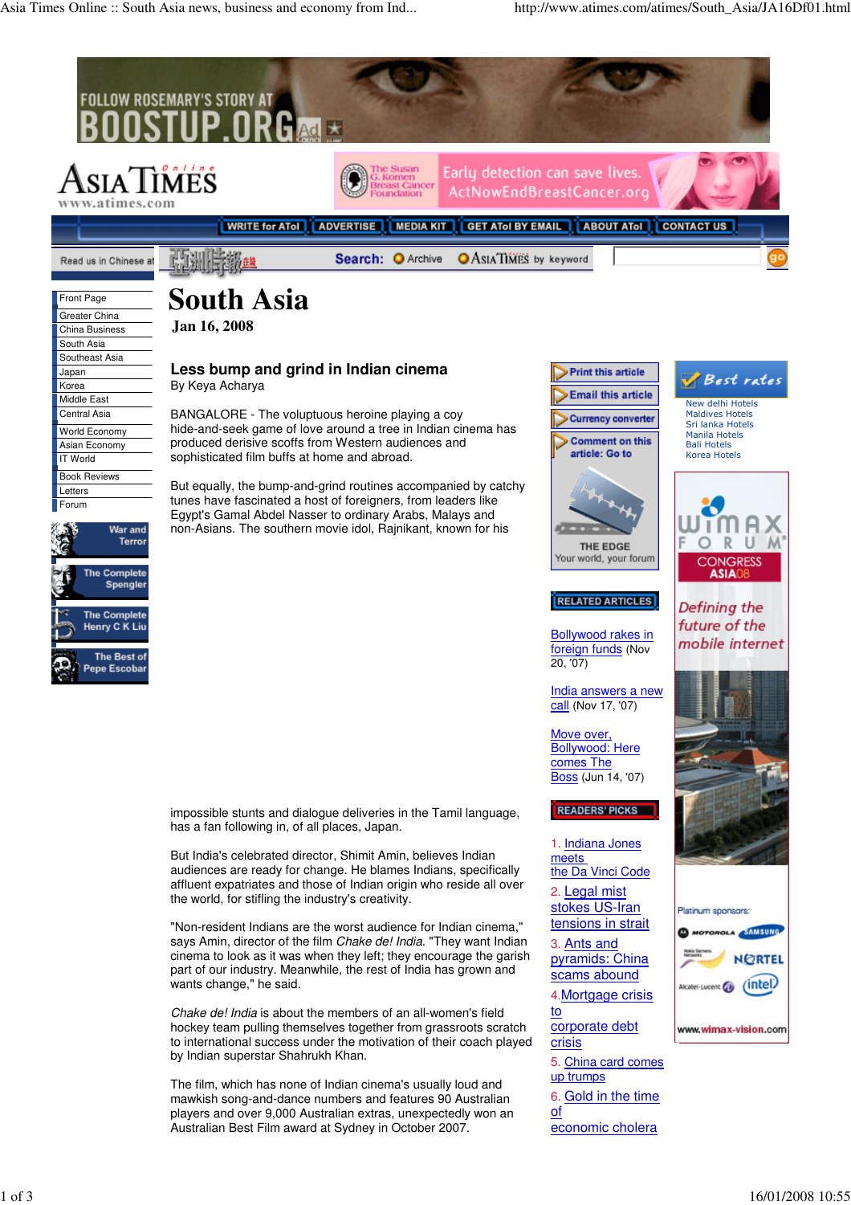# South Asia

**Jan 16, 2008**

## Less bump and grind in Indian cinema

By Keya Acharya

BANGALORE - The voluptuous heroine playing a coy hide-and-seek game of love around a tree in Indian cinema has produced derisive scoffs from Western audiences and sophisticated film buffs at home and abroad.

But equally, the bump-and-grind routines accompanied by catchy tunes have fascinated a host of foreigners, from leaders like Egypt's Gamal Abdel Nasser to ordinary Arabs, Malays and non-Asians. The southern movie idol, Rajnikant, known for his impossible stunts and dialogue deliveries in the Tamil language, has a fan following in, of all places, Japan.

But India's celebrated director, Shimit Amin, believes Indian audiences are ready for change. He blames Indians, specifically affluent expatriates and those of Indian origin who reside all over the world, for stifling the industry's creativity.

"Non-resident Indians are the worst audience for Indian cinema," says Amin, director of the film *Chake de! India*. "They want Indian cinema to look as it was when they left; they encourage the garish part of our industry. Meanwhile, the rest of India has grown and wants change," he said.

*Chake de! India* is about the members of an all-women's field hockey team pulling themselves together from grassroots scratch to international success under the motivation of their coach played by Indian superstar Shahrukh Khan.

The film, which has none of Indian cinema's usually loud and mawkish song-and-dance numbers and features 90 Australian players and over 9,000 Australian extras, unexpectedly won an Australian Best Film award at Sydney in October 2007.

**RELATED ARTICLES**

Bollywood rakes in foreign funds (Nov 20, '07)

India answers a new call (Nov 17, '07)

Move over, Bollywood: Here comes The Boss (Jun 14, '07)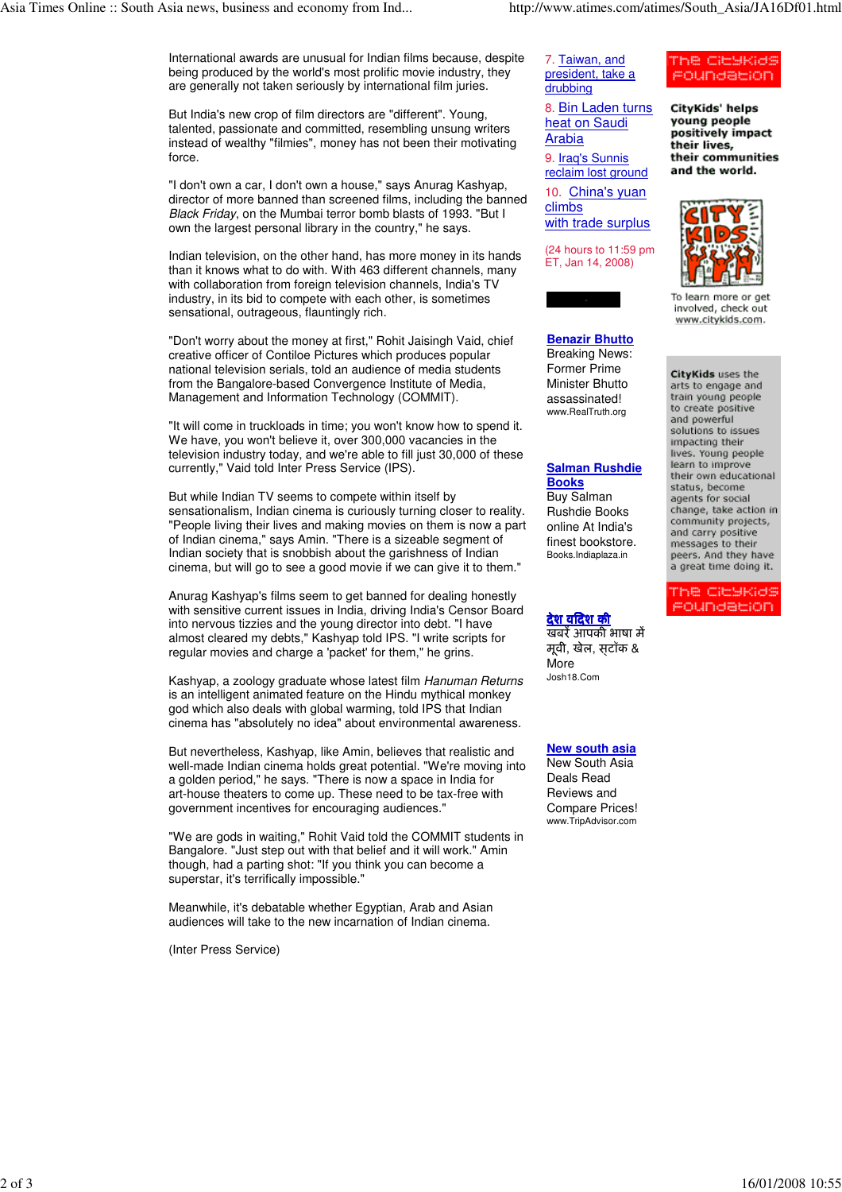International awards are unusual for Indian films because, despite being produced by the world's most prolific movie industry, they are generally not taken seriously by international film juries.

But India's new crop of film directors are "different". Young, talented, passionate and committed, resembling unsung writers instead of wealthy "filmies", money has not been their motivating force.

"I don't own a car, I don't own a house," says Anurag Kashyap, director of more banned than screened films, including the banned *Black Friday*, on the Mumbai terror bomb blasts of 1993. "But I own the largest personal library in the country," he says.

Indian television, on the other hand, has more money in its hands than it knows what to do with. With 463 different channels, many with collaboration from foreign television channels, India's TV industry, in its bid to compete with each other, is sometimes sensational, outrageous, flauntingly rich.

"Don't worry about the money at first," Rohit Jaisingh Vaid, chief creative officer of Contiloe Pictures which produces popular national television serials, told an audience of media students from the Bangalore-based Convergence Institute of Media, Management and Information Technology (COMMIT).

"It will come in truckloads in time; you won't know how to spend it. We have, you won't believe it, over 300,000 vacancies in the television industry today, and we're able to fill just 30,000 of these currently," Vaid told Inter Press Service (IPS).

But while Indian TV seems to compete within itself by sensationalism, Indian cinema is curiously turning closer to reality. "People living their lives and making movies on them is now a part of Indian cinema," says Amin. "There is a sizeable segment of Indian society that is snobbish about the garishness of Indian cinema, but will go to see a good movie if we can give it to them."

Anurag Kashyap's films seem to get banned for dealing honestly with sensitive current issues in India, driving India's Censor Board into nervous tizzies and the young director into debt. "I have almost cleared my debts," Kashyap told IPS. "I write scripts for regular movies and charge a 'packet' for them," he grins.

Kashyap, a zoology graduate whose latest film *Hanuman Returns* is an intelligent animated feature on the Hindu mythical monkey god which also deals with global warming, told IPS that Indian cinema has "absolutely no idea" about environmental awareness.

But nevertheless, Kashyap, like Amin, believes that realistic and well-made Indian cinema holds great potential. "We're moving into a golden period," he says. "There is now a space in India for art-house theaters to come up. These need to be tax-free with government incentives for encouraging audiences."

"We are gods in waiting," Rohit Vaid told the COMMIT students in Bangalore. "Just step out with that belief and it will work." Amin though, had a parting shot: "If you think you can become a superstar, it's terrifically impossible."

Meanwhile, it's debatable whether Egyptian, Arab and Asian audiences will take to the new incarnation of Indian cinema.

(Inter Press Service)

7. Taiwan, and president, take a drubbing

8. Bin Laden turns heat on Saudi Arabia

9. Iraq's Sunnis reclaim lost ground

10. China's yuan climbs with trade surplus

(24 hours to 11:59 pm ET, Jan 14, 2008)

**Benazir Bhutto**
Breaking News: Former Prime Minister Bhutto assassinated!
www.RealTruth.org

**Salman Rushdie Books**
Buy Salman Rushdie Books online At India's finest bookstore.
Books.Indiaplaza.in

**देश विदेश की**
खबरें आपकी भाषा में मूवी, खेल, स्टॉक & More
Josh18.Com

**New south asia**
New South Asia Deals Read Reviews and Compare Prices!
www.TripAdvisor.com

The CityKids Foundation

CityKids' helps young people positively impact their lives, their communities and the world.

To learn more or get involved, check out www.citykids.com.

CityKids uses the arts to engage and train young people to create positive and powerful solutions to issues impacting their lives. Young people learn to improve their own educational status, become agents for social change, take action in community projects, and carry positive messages to their peers. And they have a great time doing it.

The CityKids Foundation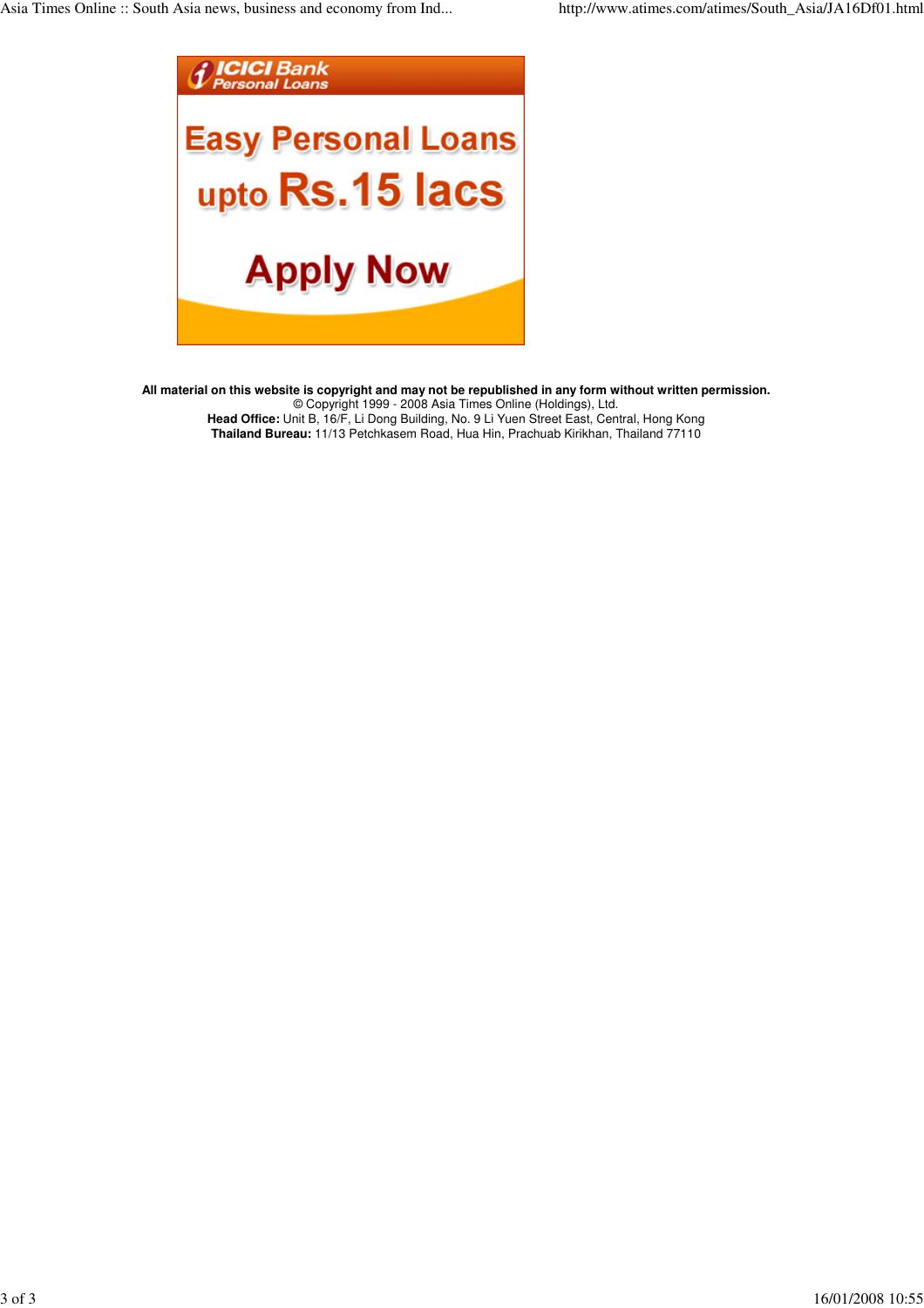ICICI Bank
Personal Loans

Easy Personal Loans
upto Rs.15 lacs

Apply Now

**All material on this website is copyright and may not be republished in any form without written permission.**
© Copyright 1999 - 2008 Asia Times Online (Holdings), Ltd.
**Head Office:** Unit B, 16/F, Li Dong Building, No. 9 Li Yuen Street East, Central, Hong Kong
**Thailand Bureau:** 11/13 Petchkasem Road, Hua Hin, Prachuab Kirikhan, Thailand 77110